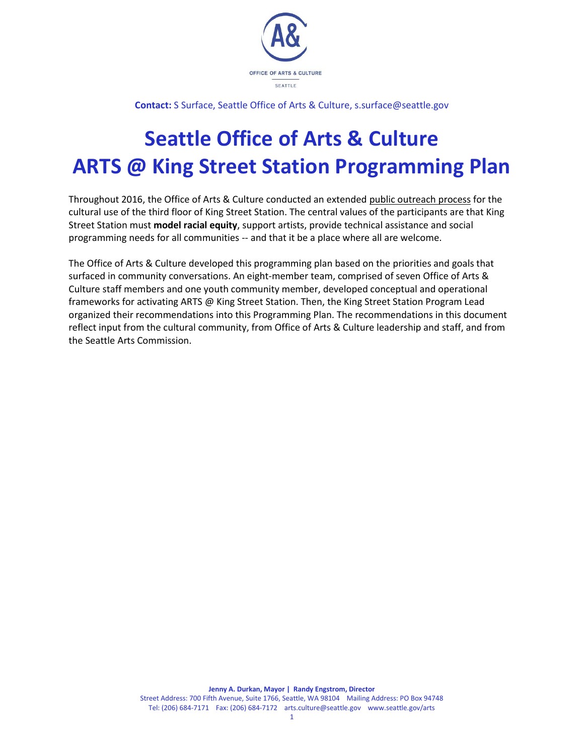OFFICE OF ARTS & CULTURE

SEATTLE

**Contact:** S Surface, Seattle Office of Arts & Culture, s.surface@seattle.gov

# Seattle Office of Arts & Culture
# ARTS @ King Street Station Programming Plan

Throughout 2016, the Office of Arts & Culture conducted an extended public outreach process for the cultural use of the third floor of King Street Station. The central values of the participants are that King Street Station must **model racial equity**, support artists, provide technical assistance and social programming needs for all communities -- and that it be a place where all are welcome.

The Office of Arts & Culture developed this programming plan based on the priorities and goals that surfaced in community conversations. An eight-member team, comprised of seven Office of Arts & Culture staff members and one youth community member, developed conceptual and operational frameworks for activating ARTS @ King Street Station. Then, the King Street Station Program Lead organized their recommendations into this Programming Plan. The recommendations in this document reflect input from the cultural community, from Office of Arts & Culture leadership and staff, and from the Seattle Arts Commission.

**Jenny A. Durkan, Mayor | Randy Engstrom, Director**
Street Address: 700 Fifth Avenue, Suite 1766, Seattle, WA 98104 Mailing Address: PO Box 94748
Tel: (206) 684-7171 Fax: (206) 684-7172 arts.culture@seattle.gov www.seattle.gov/arts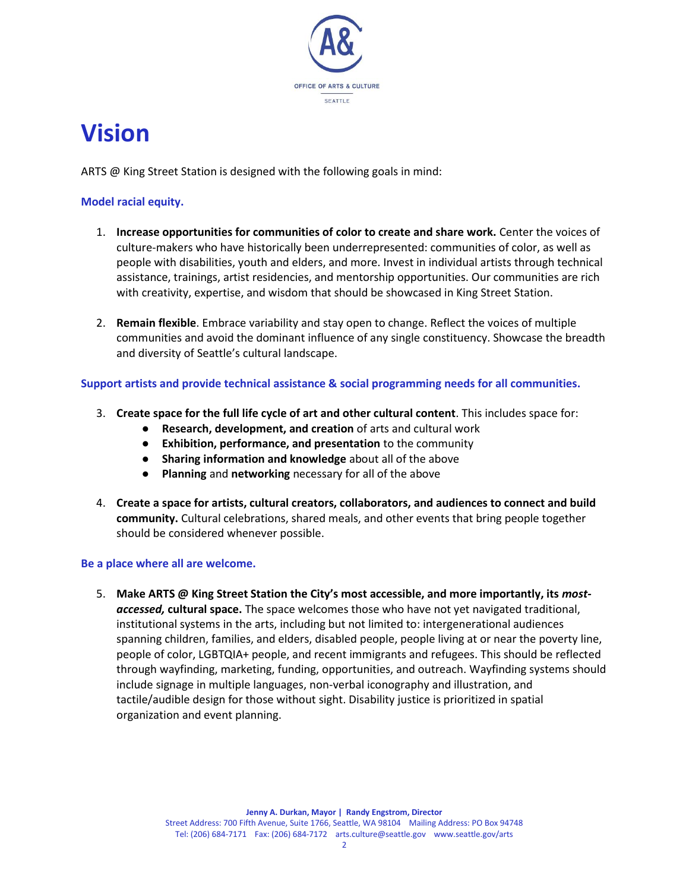# Vision

ARTS @ King Street Station is designed with the following goals in mind:

### Model racial equity.

1. **Increase opportunities for communities of color to create and share work.** Center the voices of culture-makers who have historically been underrepresented: communities of color, as well as people with disabilities, youth and elders, and more. Invest in individual artists through technical assistance, trainings, artist residencies, and mentorship opportunities. Our communities are rich with creativity, expertise, and wisdom that should be showcased in King Street Station.

2. **Remain flexible**. Embrace variability and stay open to change. Reflect the voices of multiple communities and avoid the dominant influence of any single constituency. Showcase the breadth and diversity of Seattle's cultural landscape.

### Support artists and provide technical assistance & social programming needs for all communities.

3. **Create space for the full life cycle of art and other cultural content**. This includes space for:
   - **Research, development, and creation** of arts and cultural work
   - **Exhibition, performance, and presentation** to the community
   - **Sharing information and knowledge** about all of the above
   - **Planning** and **networking** necessary for all of the above

4. **Create a space for artists, cultural creators, collaborators, and audiences to connect and build community.** Cultural celebrations, shared meals, and other events that bring people together should be considered whenever possible.

### Be a place where all are welcome.

5. **Make ARTS @ King Street Station the City's most accessible, and more importantly, its *most-accessed,* cultural space.** The space welcomes those who have not yet navigated traditional, institutional systems in the arts, including but not limited to: intergenerational audiences spanning children, families, and elders, disabled people, people living at or near the poverty line, people of color, LGBTQIA+ people, and recent immigrants and refugees. This should be reflected through wayfinding, marketing, funding, opportunities, and outreach. Wayfinding systems should include signage in multiple languages, non-verbal iconography and illustration, and tactile/audible design for those without sight. Disability justice is prioritized in spatial organization and event planning.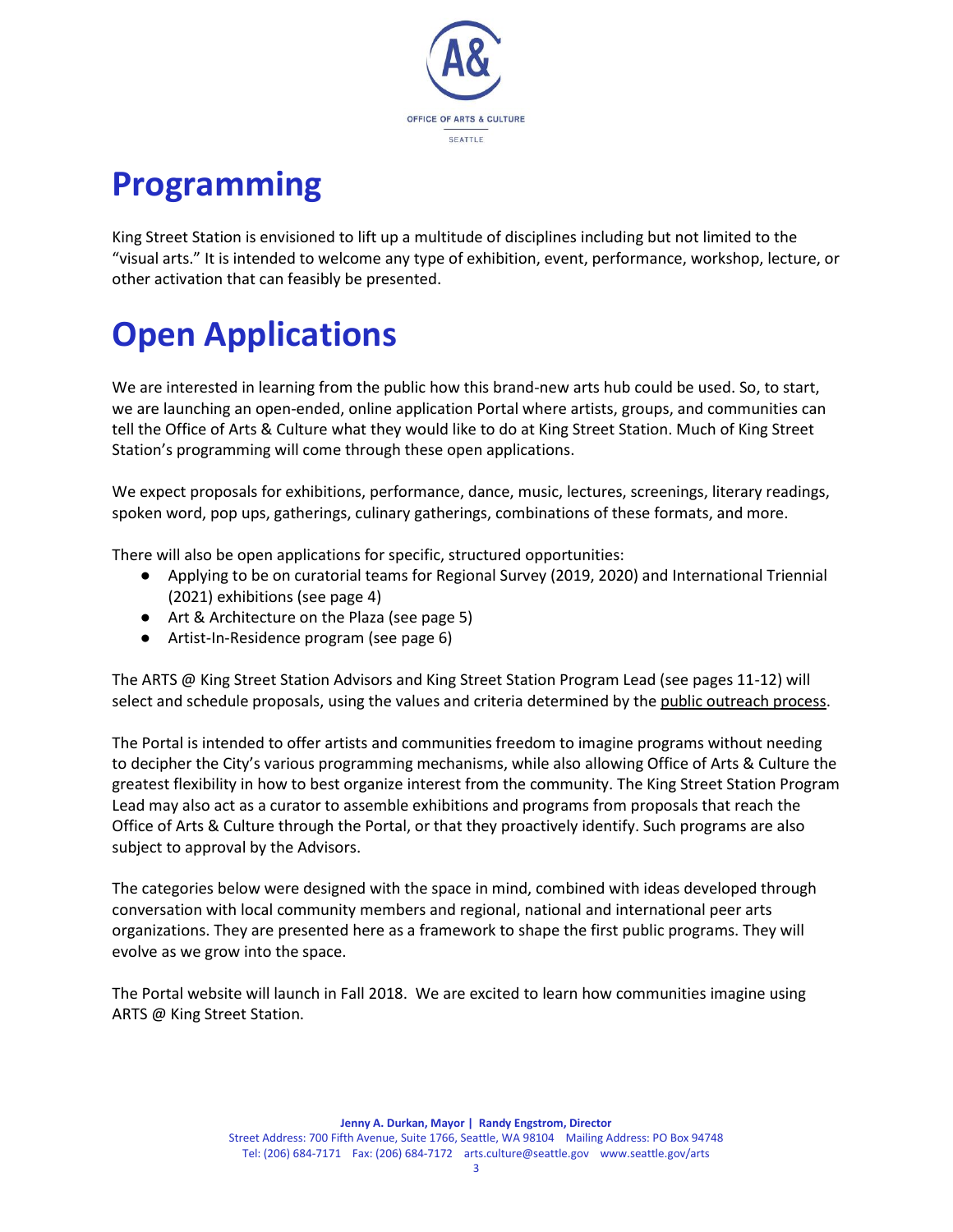# Programming

King Street Station is envisioned to lift up a multitude of disciplines including but not limited to the "visual arts." It is intended to welcome any type of exhibition, event, performance, workshop, lecture, or other activation that can feasibly be presented.

# Open Applications

We are interested in learning from the public how this brand-new arts hub could be used. So, to start, we are launching an open-ended, online application Portal where artists, groups, and communities can tell the Office of Arts & Culture what they would like to do at King Street Station. Much of King Street Station's programming will come through these open applications.

We expect proposals for exhibitions, performance, dance, music, lectures, screenings, literary readings, spoken word, pop ups, gatherings, culinary gatherings, combinations of these formats, and more.

There will also be open applications for specific, structured opportunities:

- Applying to be on curatorial teams for Regional Survey (2019, 2020) and International Triennial (2021) exhibitions (see page 4)
- Art & Architecture on the Plaza (see page 5)
- Artist-In-Residence program (see page 6)

The ARTS @ King Street Station Advisors and King Street Station Program Lead (see pages 11-12) will select and schedule proposals, using the values and criteria determined by the public outreach process.

The Portal is intended to offer artists and communities freedom to imagine programs without needing to decipher the City's various programming mechanisms, while also allowing Office of Arts & Culture the greatest flexibility in how to best organize interest from the community. The King Street Station Program Lead may also act as a curator to assemble exhibitions and programs from proposals that reach the Office of Arts & Culture through the Portal, or that they proactively identify. Such programs are also subject to approval by the Advisors.

The categories below were designed with the space in mind, combined with ideas developed through conversation with local community members and regional, national and international peer arts organizations. They are presented here as a framework to shape the first public programs. They will evolve as we grow into the space.

The Portal website will launch in Fall 2018. We are excited to learn how communities imagine using ARTS @ King Street Station.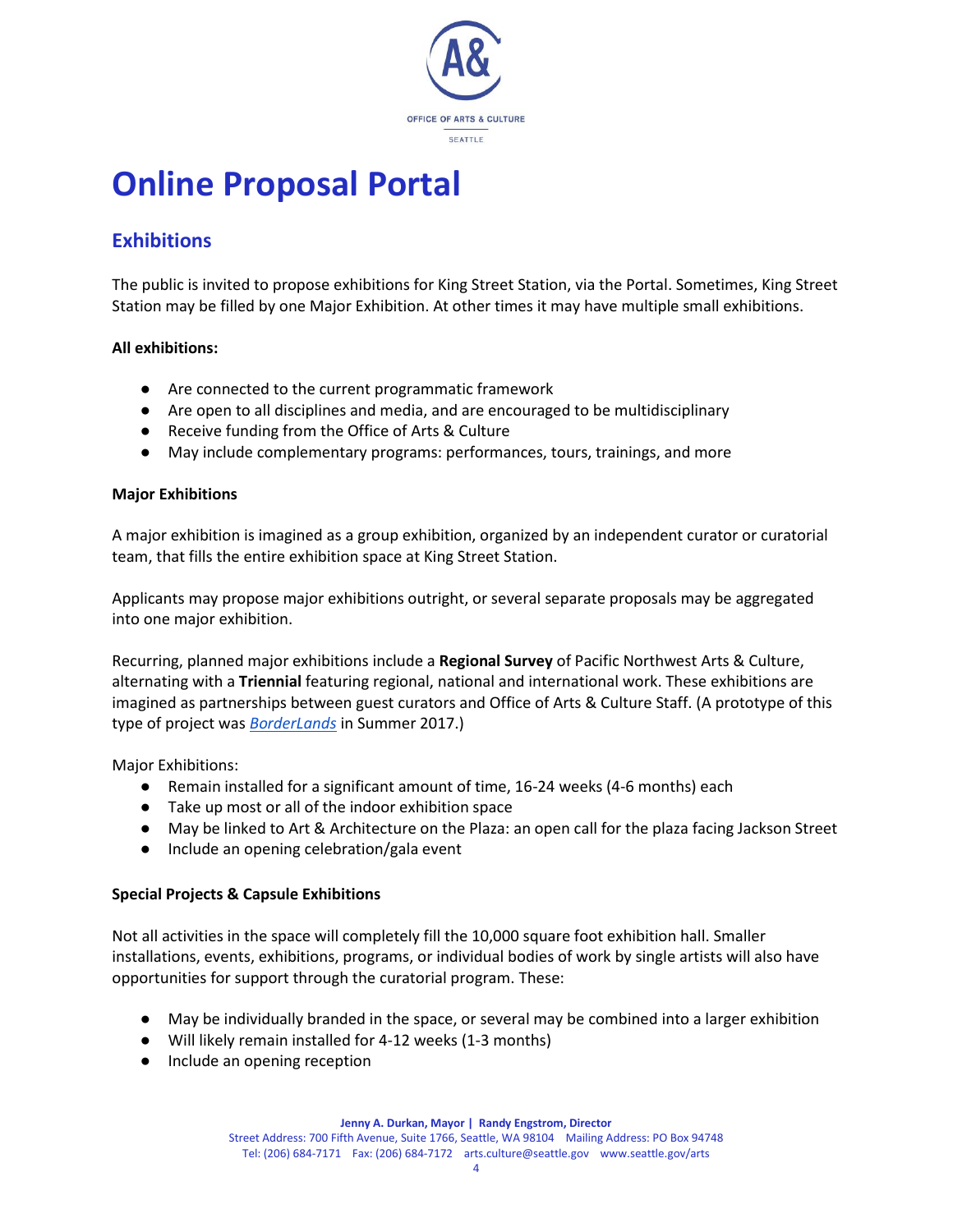# Online Proposal Portal

## Exhibitions

The public is invited to propose exhibitions for King Street Station, via the Portal. Sometimes, King Street Station may be filled by one Major Exhibition. At other times it may have multiple small exhibitions.

**All exhibitions:**

- Are connected to the current programmatic framework
- Are open to all disciplines and media, and are encouraged to be multidisciplinary
- Receive funding from the Office of Arts & Culture
- May include complementary programs: performances, tours, trainings, and more

**Major Exhibitions**

A major exhibition is imagined as a group exhibition, organized by an independent curator or curatorial team, that fills the entire exhibition space at King Street Station.

Applicants may propose major exhibitions outright, or several separate proposals may be aggregated into one major exhibition.

Recurring, planned major exhibitions include a **Regional Survey** of Pacific Northwest Arts & Culture, alternating with a **Triennial** featuring regional, national and international work. These exhibitions are imagined as partnerships between guest curators and Office of Arts & Culture Staff. (A prototype of this type of project was *BorderLands* in Summer 2017.)

Major Exhibitions:

- Remain installed for a significant amount of time, 16-24 weeks (4-6 months) each
- Take up most or all of the indoor exhibition space
- May be linked to Art & Architecture on the Plaza: an open call for the plaza facing Jackson Street
- Include an opening celebration/gala event

**Special Projects & Capsule Exhibitions**

Not all activities in the space will completely fill the 10,000 square foot exhibition hall. Smaller installations, events, exhibitions, programs, or individual bodies of work by single artists will also have opportunities for support through the curatorial program. These:

- May be individually branded in the space, or several may be combined into a larger exhibition
- Will likely remain installed for 4-12 weeks (1-3 months)
- Include an opening reception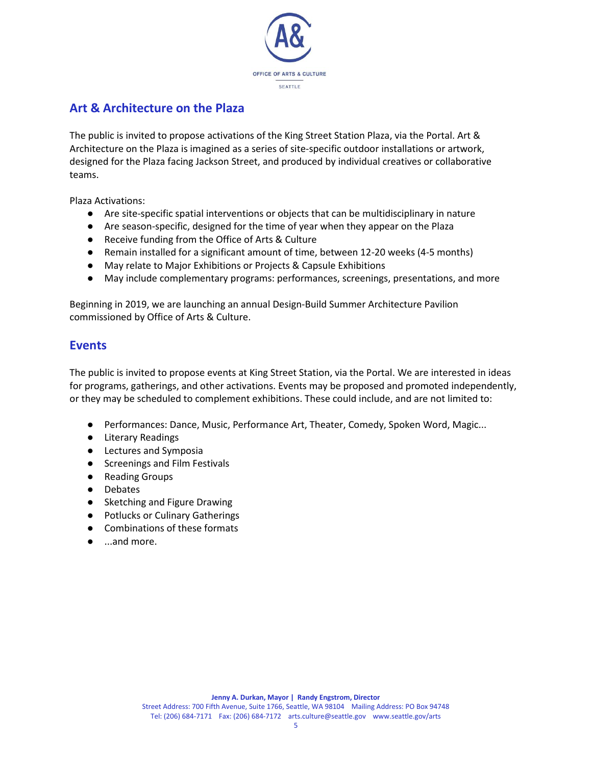## Art & Architecture on the Plaza

The public is invited to propose activations of the King Street Station Plaza, via the Portal. Art & Architecture on the Plaza is imagined as a series of site-specific outdoor installations or artwork, designed for the Plaza facing Jackson Street, and produced by individual creatives or collaborative teams.

Plaza Activations:

- Are site-specific spatial interventions or objects that can be multidisciplinary in nature
- Are season-specific, designed for the time of year when they appear on the Plaza
- Receive funding from the Office of Arts & Culture
- Remain installed for a significant amount of time, between 12-20 weeks (4-5 months)
- May relate to Major Exhibitions or Projects & Capsule Exhibitions
- May include complementary programs: performances, screenings, presentations, and more

Beginning in 2019, we are launching an annual Design-Build Summer Architecture Pavilion commissioned by Office of Arts & Culture.

## Events

The public is invited to propose events at King Street Station, via the Portal. We are interested in ideas for programs, gatherings, and other activations. Events may be proposed and promoted independently, or they may be scheduled to complement exhibitions. These could include, and are not limited to:

- Performances: Dance, Music, Performance Art, Theater, Comedy, Spoken Word, Magic...
- Literary Readings
- Lectures and Symposia
- Screenings and Film Festivals
- Reading Groups
- Debates
- Sketching and Figure Drawing
- Potlucks or Culinary Gatherings
- Combinations of these formats
- ...and more.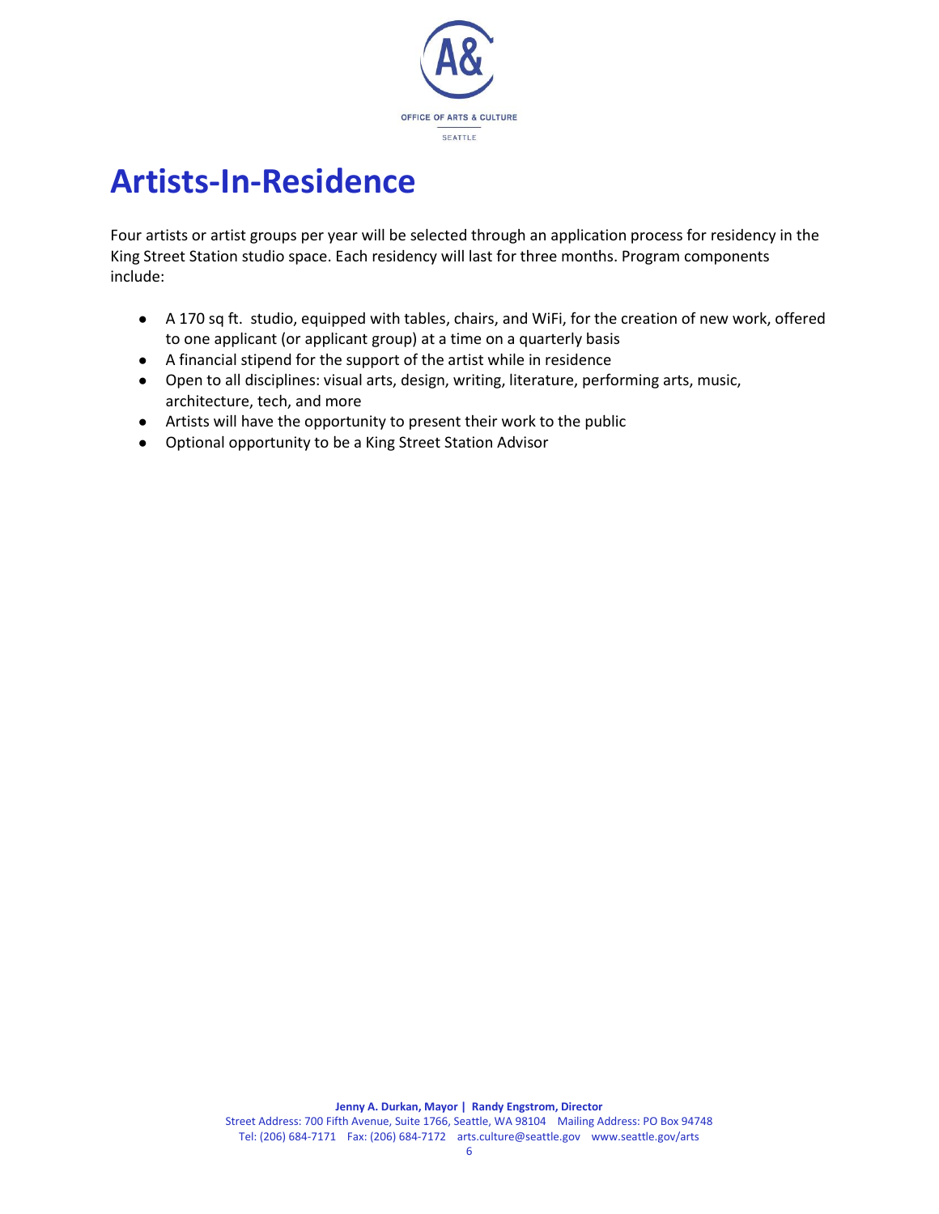# Artists-In-Residence

Four artists or artist groups per year will be selected through an application process for residency in the King Street Station studio space. Each residency will last for three months. Program components include:

- A 170 sq ft. studio, equipped with tables, chairs, and WiFi, for the creation of new work, offered to one applicant (or applicant group) at a time on a quarterly basis
- A financial stipend for the support of the artist while in residence
- Open to all disciplines: visual arts, design, writing, literature, performing arts, music, architecture, tech, and more
- Artists will have the opportunity to present their work to the public
- Optional opportunity to be a King Street Station Advisor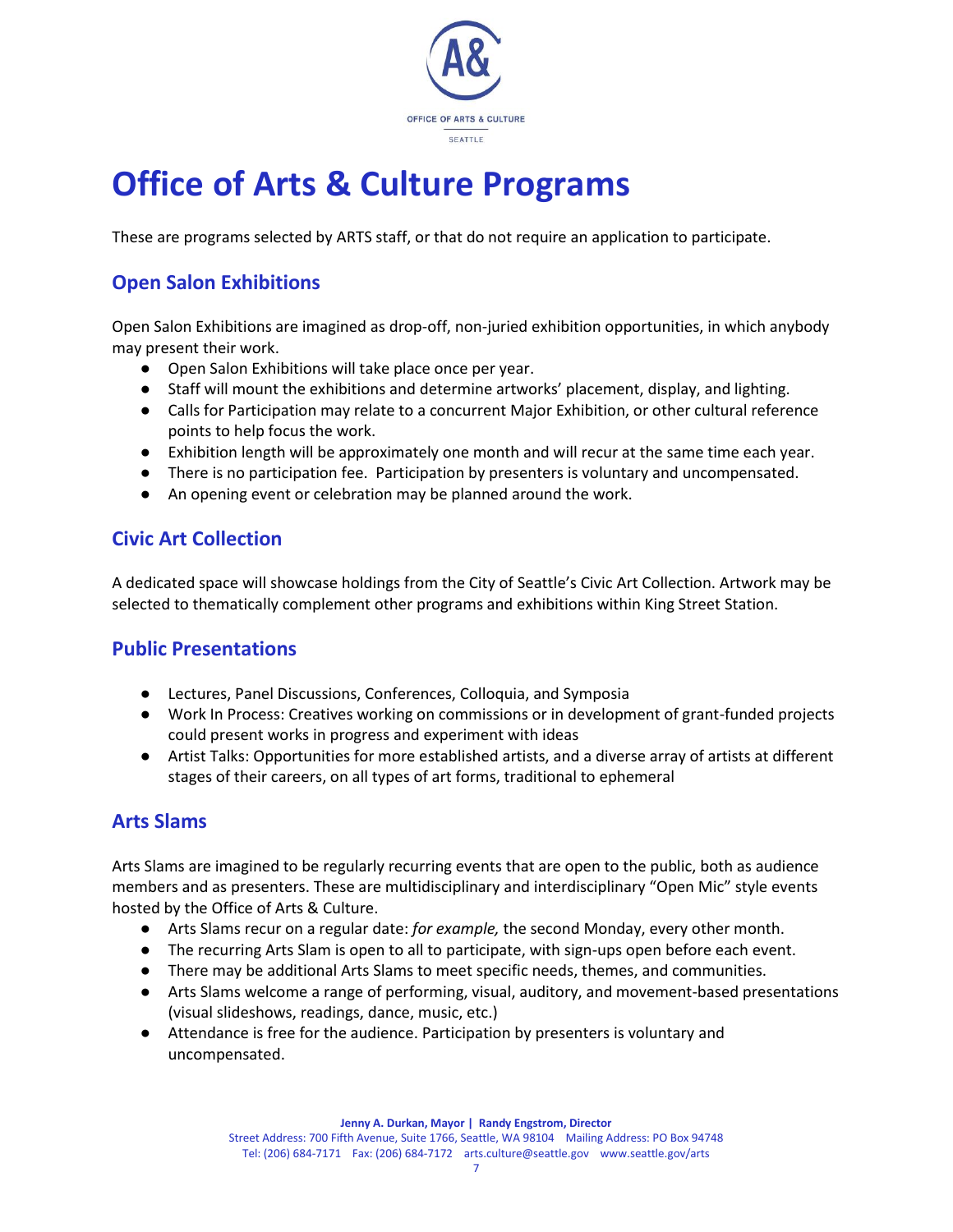# Office of Arts & Culture Programs

These are programs selected by ARTS staff, or that do not require an application to participate.

## Open Salon Exhibitions

Open Salon Exhibitions are imagined as drop-off, non-juried exhibition opportunities, in which anybody may present their work.

- Open Salon Exhibitions will take place once per year.
- Staff will mount the exhibitions and determine artworks' placement, display, and lighting.
- Calls for Participation may relate to a concurrent Major Exhibition, or other cultural reference points to help focus the work.
- Exhibition length will be approximately one month and will recur at the same time each year.
- There is no participation fee. Participation by presenters is voluntary and uncompensated.
- An opening event or celebration may be planned around the work.

## Civic Art Collection

A dedicated space will showcase holdings from the City of Seattle's Civic Art Collection. Artwork may be selected to thematically complement other programs and exhibitions within King Street Station.

## Public Presentations

- Lectures, Panel Discussions, Conferences, Colloquia, and Symposia
- Work In Process: Creatives working on commissions or in development of grant-funded projects could present works in progress and experiment with ideas
- Artist Talks: Opportunities for more established artists, and a diverse array of artists at different stages of their careers, on all types of art forms, traditional to ephemeral

## Arts Slams

Arts Slams are imagined to be regularly recurring events that are open to the public, both as audience members and as presenters. These are multidisciplinary and interdisciplinary "Open Mic" style events hosted by the Office of Arts & Culture.

- Arts Slams recur on a regular date: *for example,* the second Monday, every other month.
- The recurring Arts Slam is open to all to participate, with sign-ups open before each event.
- There may be additional Arts Slams to meet specific needs, themes, and communities.
- Arts Slams welcome a range of performing, visual, auditory, and movement-based presentations (visual slideshows, readings, dance, music, etc.)
- Attendance is free for the audience. Participation by presenters is voluntary and uncompensated.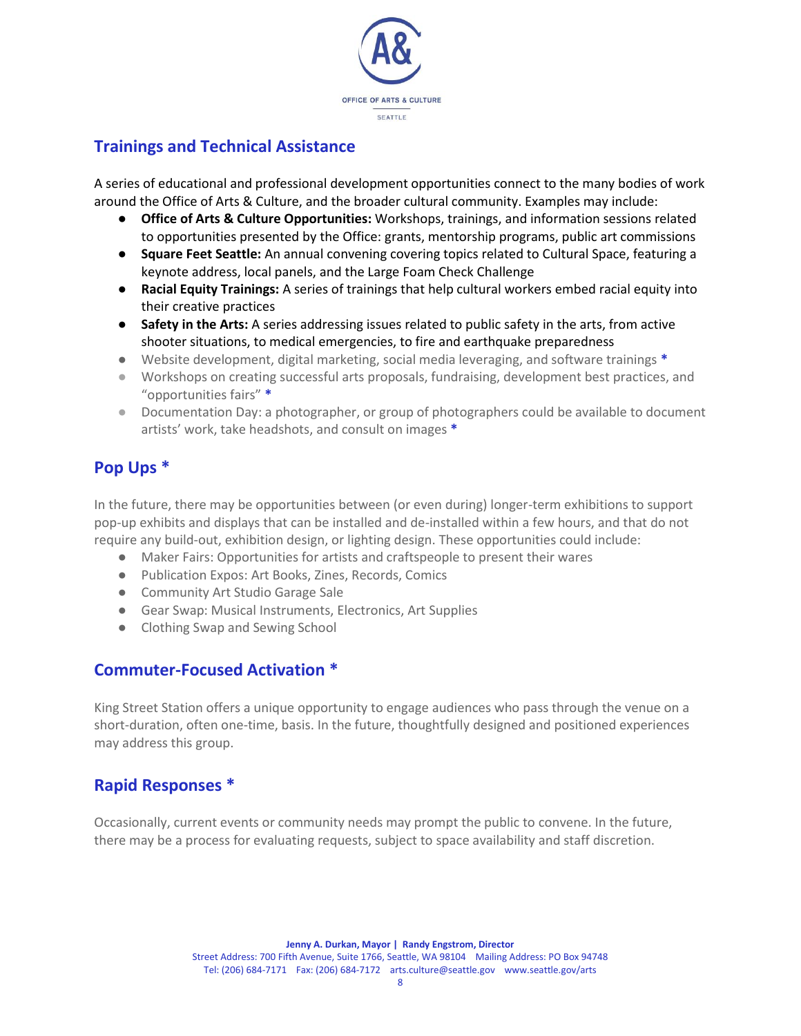## Trainings and Technical Assistance

A series of educational and professional development opportunities connect to the many bodies of work around the Office of Arts & Culture, and the broader cultural community. Examples may include:

- **Office of Arts & Culture Opportunities:** Workshops, trainings, and information sessions related to opportunities presented by the Office: grants, mentorship programs, public art commissions
- **Square Feet Seattle:** An annual convening covering topics related to Cultural Space, featuring a keynote address, local panels, and the Large Foam Check Challenge
- **Racial Equity Trainings:** A series of trainings that help cultural workers embed racial equity into their creative practices
- **Safety in the Arts:** A series addressing issues related to public safety in the arts, from active shooter situations, to medical emergencies, to fire and earthquake preparedness
- Website development, digital marketing, social media leveraging, and software trainings *
- Workshops on creating successful arts proposals, fundraising, development best practices, and "opportunities fairs" *
- Documentation Day: a photographer, or group of photographers could be available to document artists' work, take headshots, and consult on images *

## Pop Ups *

In the future, there may be opportunities between (or even during) longer-term exhibitions to support pop-up exhibits and displays that can be installed and de-installed within a few hours, and that do not require any build-out, exhibition design, or lighting design. These opportunities could include:

- Maker Fairs: Opportunities for artists and craftspeople to present their wares
- Publication Expos: Art Books, Zines, Records, Comics
- Community Art Studio Garage Sale
- Gear Swap: Musical Instruments, Electronics, Art Supplies
- Clothing Swap and Sewing School

## Commuter-Focused Activation *

King Street Station offers a unique opportunity to engage audiences who pass through the venue on a short-duration, often one-time, basis. In the future, thoughtfully designed and positioned experiences may address this group.

## Rapid Responses *

Occasionally, current events or community needs may prompt the public to convene. In the future, there may be a process for evaluating requests, subject to space availability and staff discretion.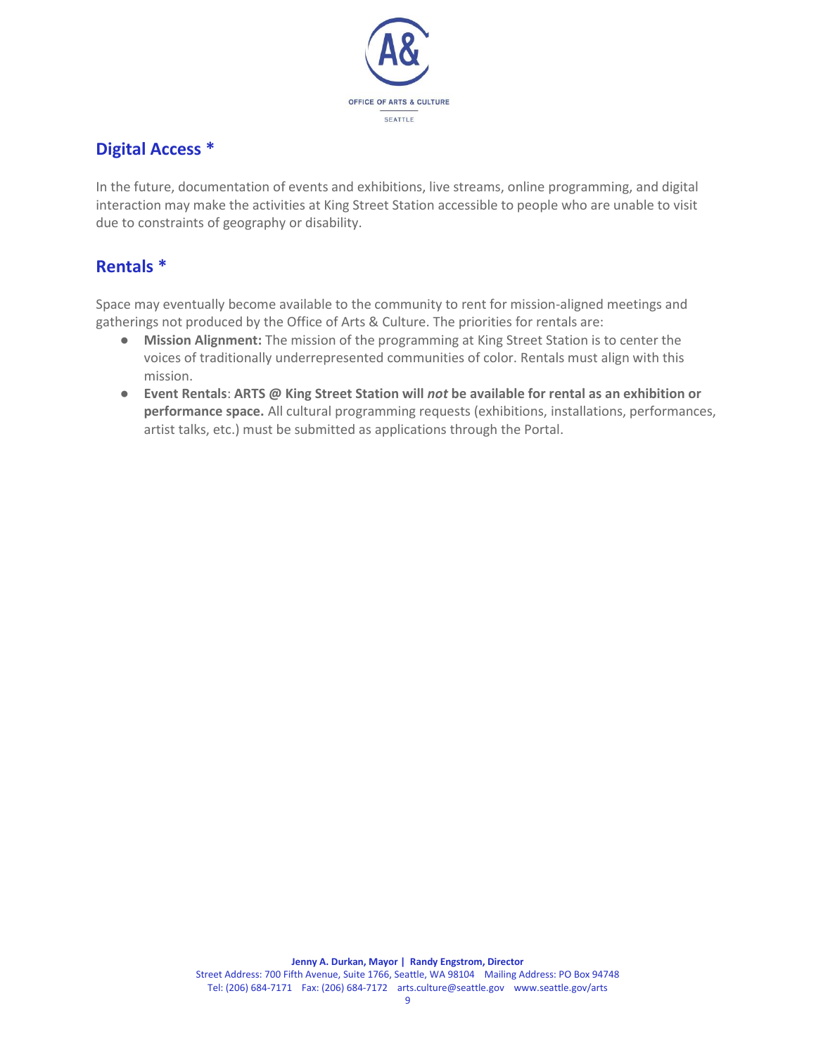## Digital Access *

In the future, documentation of events and exhibitions, live streams, online programming, and digital interaction may make the activities at King Street Station accessible to people who are unable to visit due to constraints of geography or disability.

## Rentals *

Space may eventually become available to the community to rent for mission-aligned meetings and gatherings not produced by the Office of Arts & Culture. The priorities for rentals are:

- **Mission Alignment:** The mission of the programming at King Street Station is to center the voices of traditionally underrepresented communities of color. Rentals must align with this mission.
- **Event Rentals**: **ARTS @ King Street Station will *not* be available for rental as an exhibition or performance space.** All cultural programming requests (exhibitions, installations, performances, artist talks, etc.) must be submitted as applications through the Portal.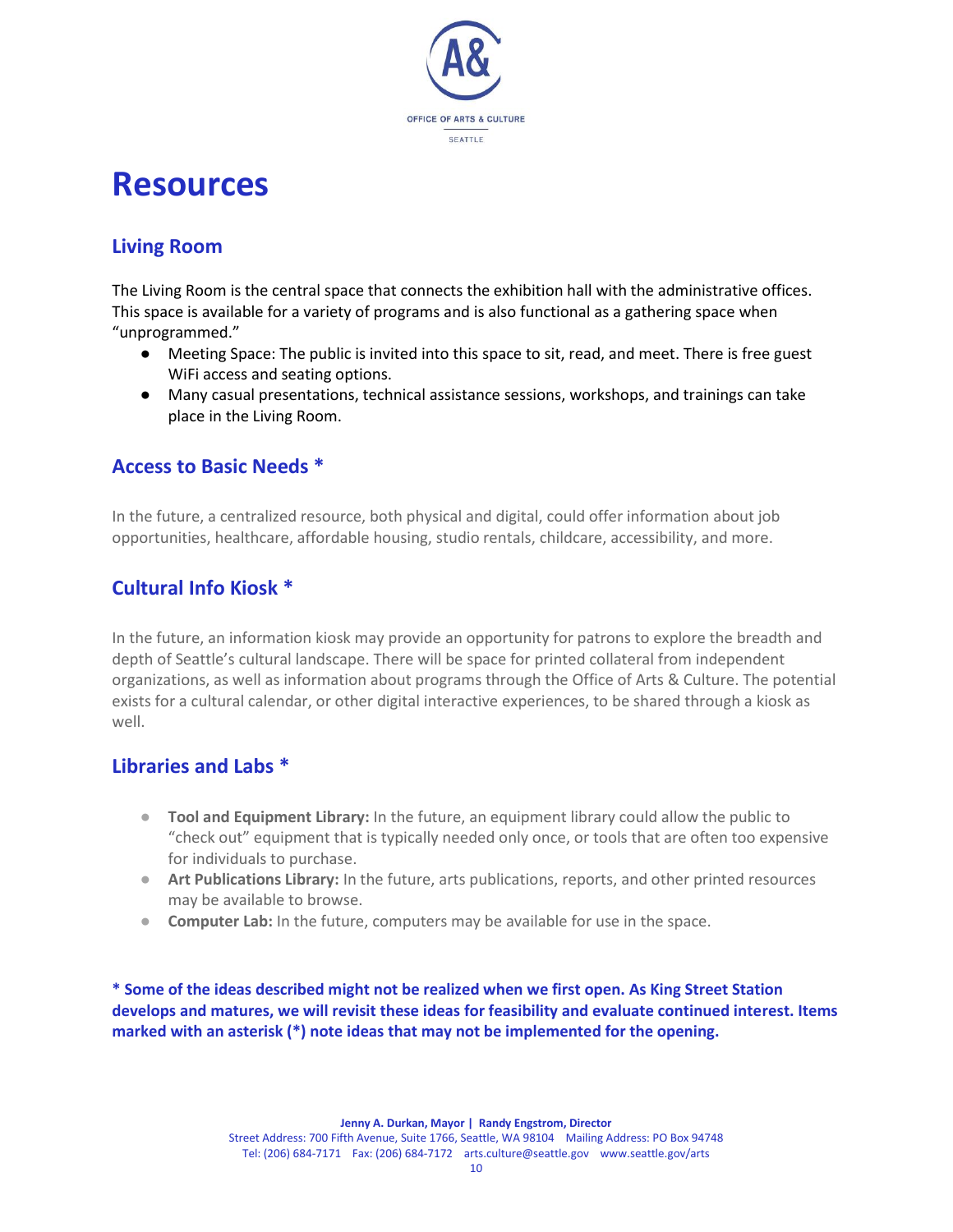# Resources

## Living Room

The Living Room is the central space that connects the exhibition hall with the administrative offices. This space is available for a variety of programs and is also functional as a gathering space when "unprogrammed."

- Meeting Space: The public is invited into this space to sit, read, and meet. There is free guest WiFi access and seating options.
- Many casual presentations, technical assistance sessions, workshops, and trainings can take place in the Living Room.

## Access to Basic Needs *

In the future, a centralized resource, both physical and digital, could offer information about job opportunities, healthcare, affordable housing, studio rentals, childcare, accessibility, and more.

## Cultural Info Kiosk *

In the future, an information kiosk may provide an opportunity for patrons to explore the breadth and depth of Seattle's cultural landscape. There will be space for printed collateral from independent organizations, as well as information about programs through the Office of Arts & Culture. The potential exists for a cultural calendar, or other digital interactive experiences, to be shared through a kiosk as well.

## Libraries and Labs *

- **Tool and Equipment Library:** In the future, an equipment library could allow the public to "check out" equipment that is typically needed only once, or tools that are often too expensive for individuals to purchase.
- **Art Publications Library:** In the future, arts publications, reports, and other printed resources may be available to browse.
- **Computer Lab:** In the future, computers may be available for use in the space.

**\* Some of the ideas described might not be realized when we first open. As King Street Station develops and matures, we will revisit these ideas for feasibility and evaluate continued interest. Items marked with an asterisk (*) note ideas that may not be implemented for the opening.**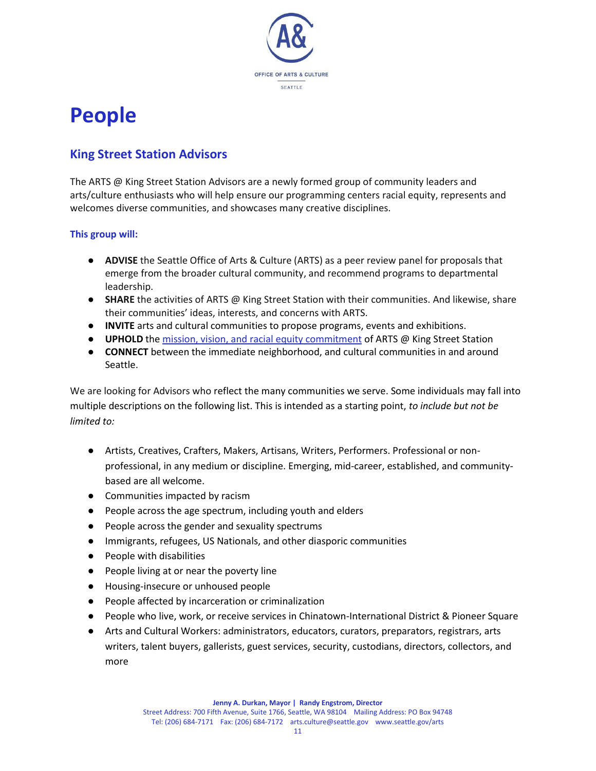# People

## King Street Station Advisors

The ARTS @ King Street Station Advisors are a newly formed group of community leaders and arts/culture enthusiasts who will help ensure our programming centers racial equity, represents and welcomes diverse communities, and showcases many creative disciplines.

### This group will:

- **ADVISE** the Seattle Office of Arts & Culture (ARTS) as a peer review panel for proposals that emerge from the broader cultural community, and recommend programs to departmental leadership.
- **SHARE** the activities of ARTS @ King Street Station with their communities. And likewise, share their communities' ideas, interests, and concerns with ARTS.
- **INVITE** arts and cultural communities to propose programs, events and exhibitions.
- **UPHOLD** the mission, vision, and racial equity commitment of ARTS @ King Street Station
- **CONNECT** between the immediate neighborhood, and cultural communities in and around Seattle.

We are looking for Advisors who reflect the many communities we serve. Some individuals may fall into multiple descriptions on the following list. This is intended as a starting point, *to include but not be limited to:*

- Artists, Creatives, Crafters, Makers, Artisans, Writers, Performers. Professional or non-professional, in any medium or discipline. Emerging, mid-career, established, and community-based are all welcome.
- Communities impacted by racism
- People across the age spectrum, including youth and elders
- People across the gender and sexuality spectrums
- Immigrants, refugees, US Nationals, and other diasporic communities
- People with disabilities
- People living at or near the poverty line
- Housing-insecure or unhoused people
- People affected by incarceration or criminalization
- People who live, work, or receive services in Chinatown-International District & Pioneer Square
- Arts and Cultural Workers: administrators, educators, curators, preparators, registrars, arts writers, talent buyers, gallerists, guest services, security, custodians, directors, collectors, and more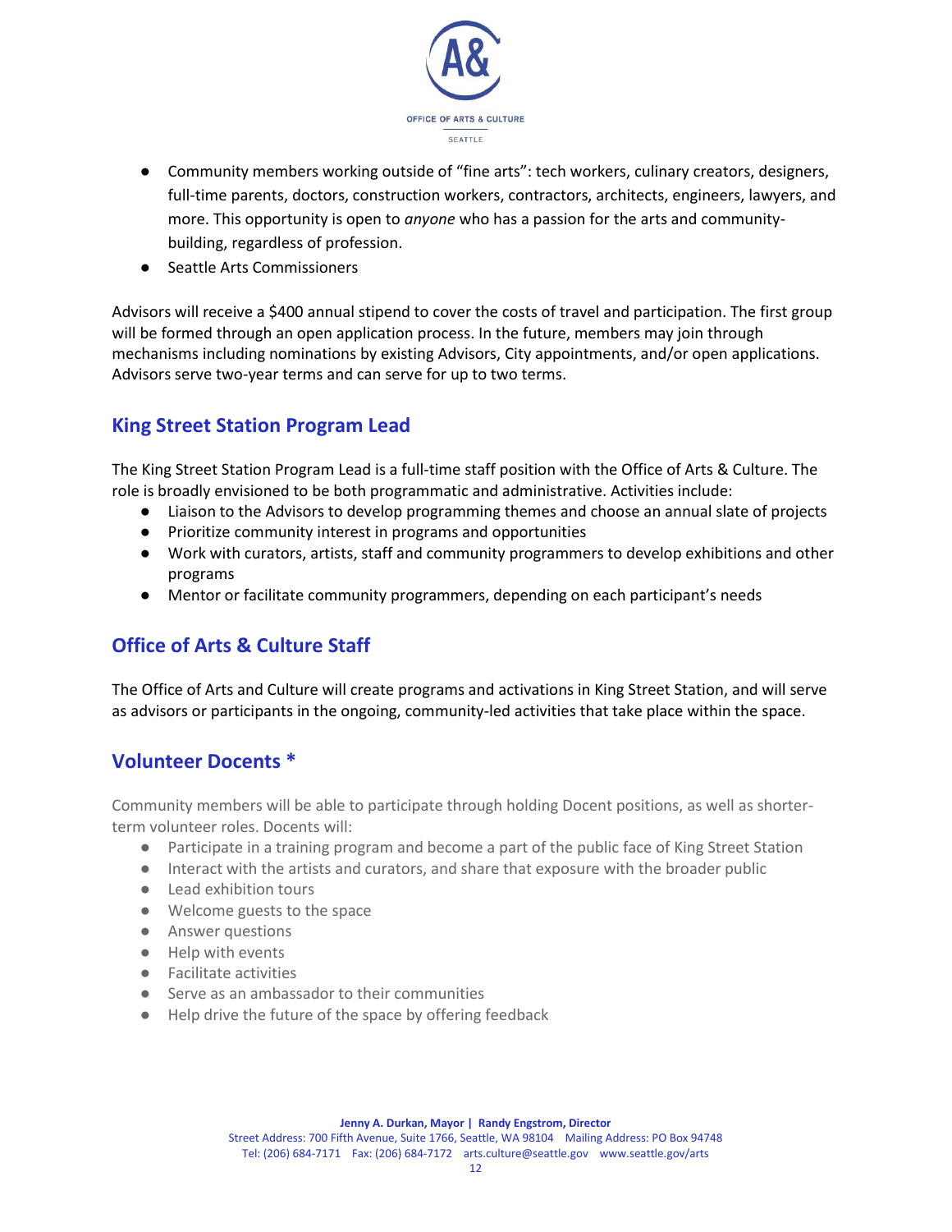- Community members working outside of "fine arts": tech workers, culinary creators, designers, full-time parents, doctors, construction workers, contractors, architects, engineers, lawyers, and more. This opportunity is open to *anyone* who has a passion for the arts and community-building, regardless of profession.
- Seattle Arts Commissioners

Advisors will receive a $400 annual stipend to cover the costs of travel and participation. The first group will be formed through an open application process. In the future, members may join through mechanisms including nominations by existing Advisors, City appointments, and/or open applications. Advisors serve two-year terms and can serve for up to two terms.

## King Street Station Program Lead

The King Street Station Program Lead is a full-time staff position with the Office of Arts & Culture. The role is broadly envisioned to be both programmatic and administrative. Activities include:

- Liaison to the Advisors to develop programming themes and choose an annual slate of projects
- Prioritize community interest in programs and opportunities
- Work with curators, artists, staff and community programmers to develop exhibitions and other programs
- Mentor or facilitate community programmers, depending on each participant's needs

## Office of Arts & Culture Staff

The Office of Arts and Culture will create programs and activations in King Street Station, and will serve as advisors or participants in the ongoing, community-led activities that take place within the space.

## Volunteer Docents *

Community members will be able to participate through holding Docent positions, as well as shorter-term volunteer roles. Docents will:

- Participate in a training program and become a part of the public face of King Street Station
- Interact with the artists and curators, and share that exposure with the broader public
- Lead exhibition tours
- Welcome guests to the space
- Answer questions
- Help with events
- Facilitate activities
- Serve as an ambassador to their communities
- Help drive the future of the space by offering feedback